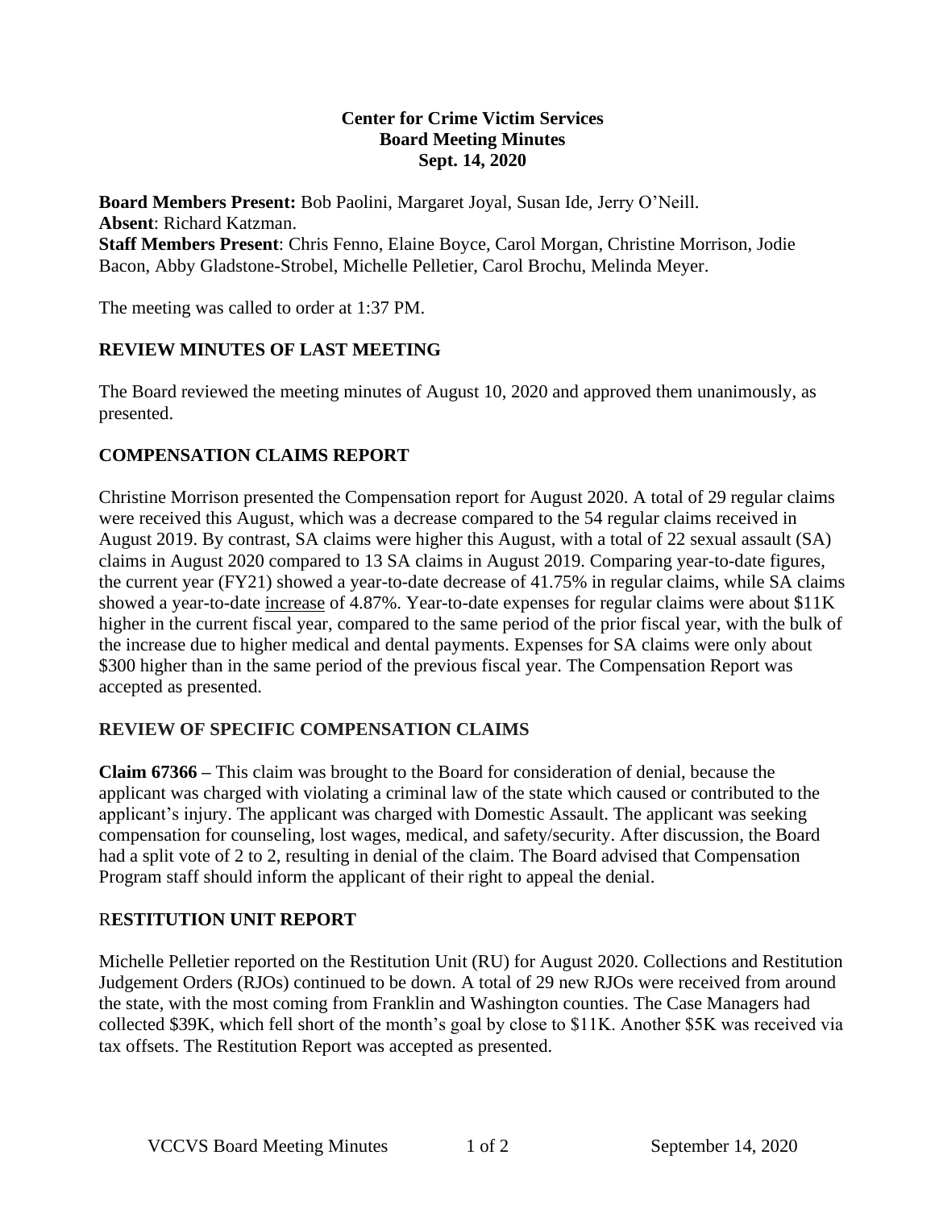**Center for Crime Victim Services**
**Board Meeting Minutes**
**Sept. 14, 2020**

**Board Members Present:** Bob Paolini, Margaret Joyal, Susan Ide, Jerry O'Neill.
**Absent**: Richard Katzman.
**Staff Members Present**: Chris Fenno, Elaine Boyce, Carol Morgan, Christine Morrison, Jodie Bacon, Abby Gladstone-Strobel, Michelle Pelletier, Carol Brochu, Melinda Meyer.

The meeting was called to order at 1:37 PM.

## REVIEW MINUTES OF LAST MEETING

The Board reviewed the meeting minutes of August 10, 2020 and approved them unanimously, as presented.

## COMPENSATION CLAIMS REPORT

Christine Morrison presented the Compensation report for August 2020. A total of 29 regular claims were received this August, which was a decrease compared to the 54 regular claims received in August 2019. By contrast, SA claims were higher this August, with a total of 22 sexual assault (SA) claims in August 2020 compared to 13 SA claims in August 2019. Comparing year-to-date figures, the current year (FY21) showed a year-to-date decrease of 41.75% in regular claims, while SA claims showed a year-to-date <u>increase</u> of 4.87%. Year-to-date expenses for regular claims were about $11K higher in the current fiscal year, compared to the same period of the prior fiscal year, with the bulk of the increase due to higher medical and dental payments. Expenses for SA claims were only about $300 higher than in the same period of the previous fiscal year. The Compensation Report was accepted as presented.

## REVIEW OF SPECIFIC COMPENSATION CLAIMS

**Claim 67366 –** This claim was brought to the Board for consideration of denial, because the applicant was charged with violating a criminal law of the state which caused or contributed to the applicant's injury. The applicant was charged with Domestic Assault. The applicant was seeking compensation for counseling, lost wages, medical, and safety/security. After discussion, the Board had a split vote of 2 to 2, resulting in denial of the claim. The Board advised that Compensation Program staff should inform the applicant of their right to appeal the denial.

## RESTITUTION UNIT REPORT

Michelle Pelletier reported on the Restitution Unit (RU) for August 2020. Collections and Restitution Judgement Orders (RJOs) continued to be down. A total of 29 new RJOs were received from around the state, with the most coming from Franklin and Washington counties. The Case Managers had collected $39K, which fell short of the month's goal by close to $11K. Another $5K was received via tax offsets. The Restitution Report was accepted as presented.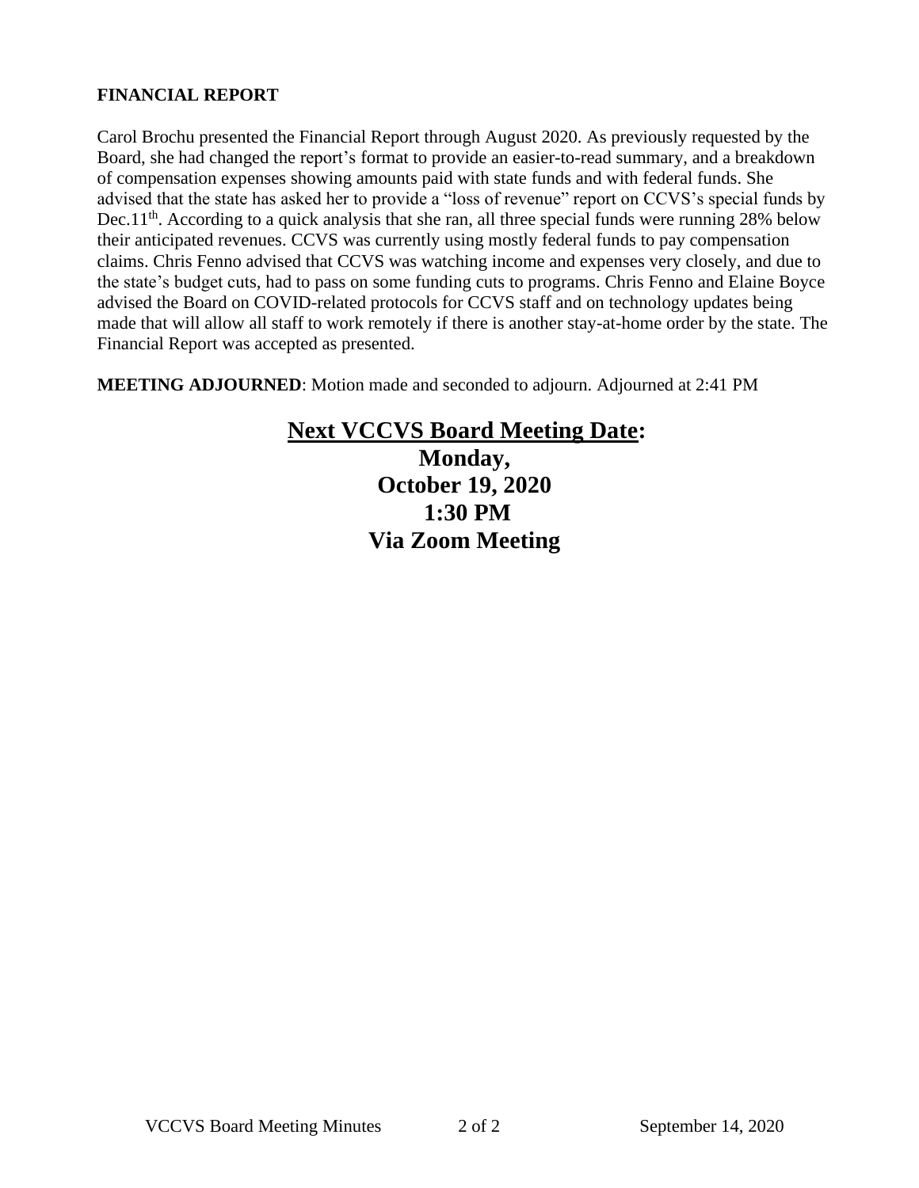**FINANCIAL REPORT**

Carol Brochu presented the Financial Report through August 2020. As previously requested by the Board, she had changed the report's format to provide an easier-to-read summary, and a breakdown of compensation expenses showing amounts paid with state funds and with federal funds. She advised that the state has asked her to provide a "loss of revenue" report on CCVS's special funds by Dec.11th. According to a quick analysis that she ran, all three special funds were running 28% below their anticipated revenues. CCVS was currently using mostly federal funds to pay compensation claims. Chris Fenno advised that CCVS was watching income and expenses very closely, and due to the state's budget cuts, had to pass on some funding cuts to programs. Chris Fenno and Elaine Boyce advised the Board on COVID-related protocols for CCVS staff and on technology updates being made that will allow all staff to work remotely if there is another stay-at-home order by the state. The Financial Report was accepted as presented.

**MEETING ADJOURNED**: Motion made and seconded to adjourn. Adjourned at 2:41 PM

## <u>Next VCCVS Board Meeting Date</u>:

**Monday,**
**October 19, 2020**
**1:30 PM**
**Via Zoom Meeting**